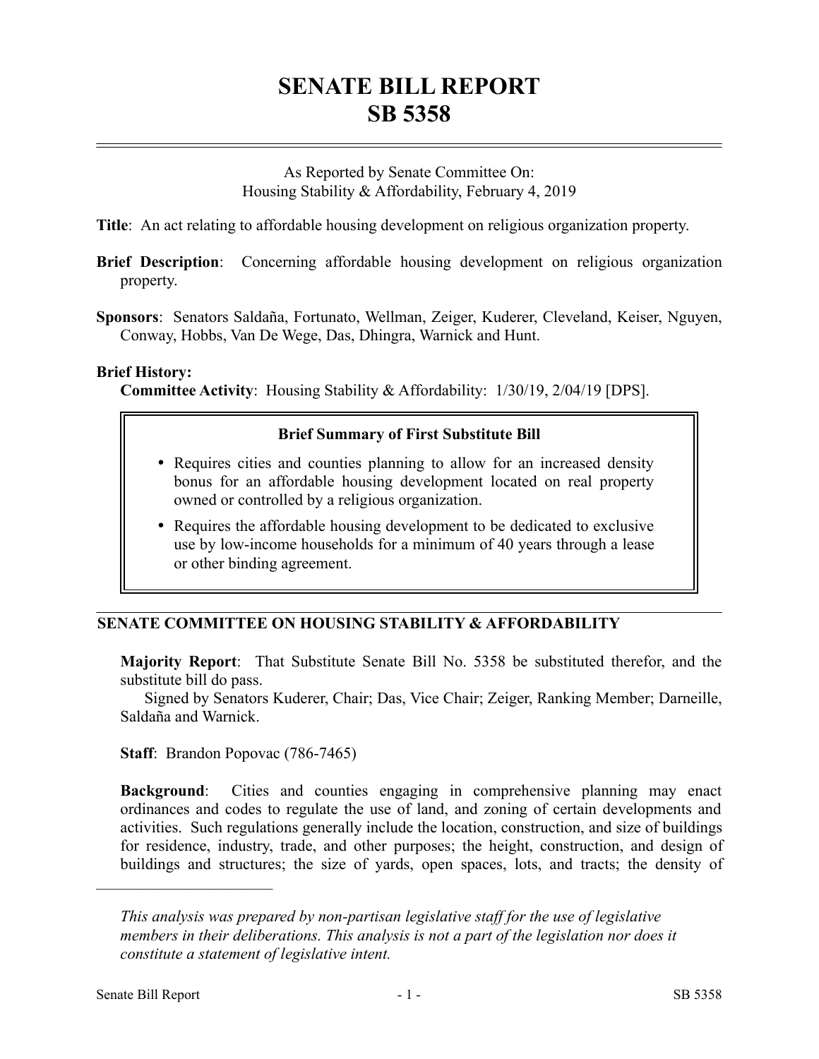# SENATE BILL REPORT
# SB 5358

As Reported by Senate Committee On:
Housing Stability & Affordability, February 4, 2019

**Title**: An act relating to affordable housing development on religious organization property.

**Brief Description**: Concerning affordable housing development on religious organization property.

**Sponsors**: Senators Saldaña, Fortunato, Wellman, Zeiger, Kuderer, Cleveland, Keiser, Nguyen, Conway, Hobbs, Van De Wege, Das, Dhingra, Warnick and Hunt.

**Brief History:**
**Committee Activity**: Housing Stability & Affordability: 1/30/19, 2/04/19 [DPS].

**Brief Summary of First Substitute Bill**

- Requires cities and counties planning to allow for an increased density bonus for an affordable housing development located on real property owned or controlled by a religious organization.
- Requires the affordable housing development to be dedicated to exclusive use by low-income households for a minimum of 40 years through a lease or other binding agreement.

## SENATE COMMITTEE ON HOUSING STABILITY & AFFORDABILITY

**Majority Report**: That Substitute Senate Bill No. 5358 be substituted therefor, and the substitute bill do pass.
Signed by Senators Kuderer, Chair; Das, Vice Chair; Zeiger, Ranking Member; Darneille, Saldaña and Warnick.

**Staff**: Brandon Popovac (786-7465)

**Background**: Cities and counties engaging in comprehensive planning may enact ordinances and codes to regulate the use of land, and zoning of certain developments and activities. Such regulations generally include the location, construction, and size of buildings for residence, industry, trade, and other purposes; the height, construction, and design of buildings and structures; the size of yards, open spaces, lots, and tracts; the density of

---

*This analysis was prepared by non-partisan legislative staff for the use of legislative members in their deliberations. This analysis is not a part of the legislation nor does it constitute a statement of legislative intent.*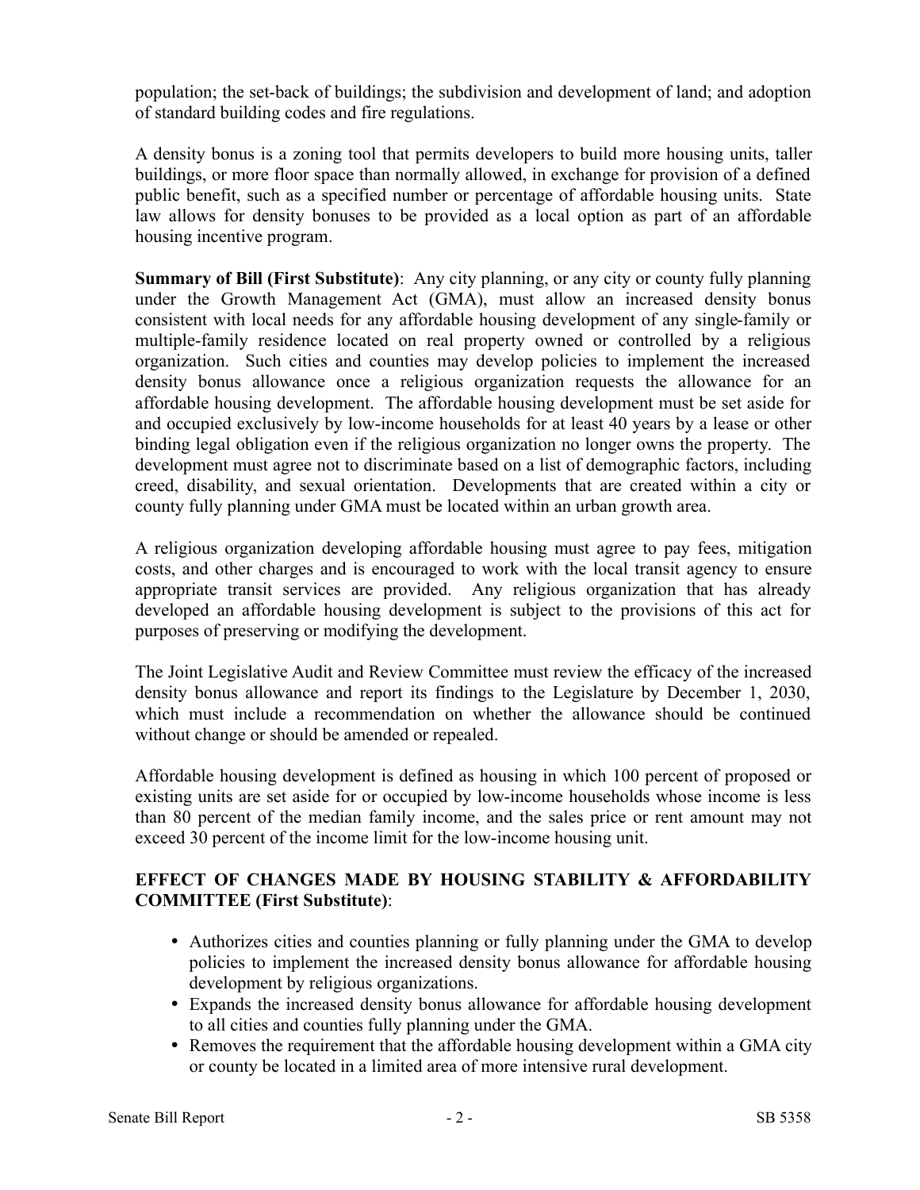population; the set-back of buildings; the subdivision and development of land; and adoption of standard building codes and fire regulations.

A density bonus is a zoning tool that permits developers to build more housing units, taller buildings, or more floor space than normally allowed, in exchange for provision of a defined public benefit, such as a specified number or percentage of affordable housing units. State law allows for density bonuses to be provided as a local option as part of an affordable housing incentive program.

**Summary of Bill (First Substitute)**: Any city planning, or any city or county fully planning under the Growth Management Act (GMA), must allow an increased density bonus consistent with local needs for any affordable housing development of any single-family or multiple-family residence located on real property owned or controlled by a religious organization. Such cities and counties may develop policies to implement the increased density bonus allowance once a religious organization requests the allowance for an affordable housing development. The affordable housing development must be set aside for and occupied exclusively by low-income households for at least 40 years by a lease or other binding legal obligation even if the religious organization no longer owns the property. The development must agree not to discriminate based on a list of demographic factors, including creed, disability, and sexual orientation. Developments that are created within a city or county fully planning under GMA must be located within an urban growth area.

A religious organization developing affordable housing must agree to pay fees, mitigation costs, and other charges and is encouraged to work with the local transit agency to ensure appropriate transit services are provided. Any religious organization that has already developed an affordable housing development is subject to the provisions of this act for purposes of preserving or modifying the development.

The Joint Legislative Audit and Review Committee must review the efficacy of the increased density bonus allowance and report its findings to the Legislature by December 1, 2030, which must include a recommendation on whether the allowance should be continued without change or should be amended or repealed.

Affordable housing development is defined as housing in which 100 percent of proposed or existing units are set aside for or occupied by low-income households whose income is less than 80 percent of the median family income, and the sales price or rent amount may not exceed 30 percent of the income limit for the low-income housing unit.

**EFFECT OF CHANGES MADE BY HOUSING STABILITY & AFFORDABILITY COMMITTEE (First Substitute)**:

- Authorizes cities and counties planning or fully planning under the GMA to develop policies to implement the increased density bonus allowance for affordable housing development by religious organizations.
- Expands the increased density bonus allowance for affordable housing development to all cities and counties fully planning under the GMA.
- Removes the requirement that the affordable housing development within a GMA city or county be located in a limited area of more intensive rural development.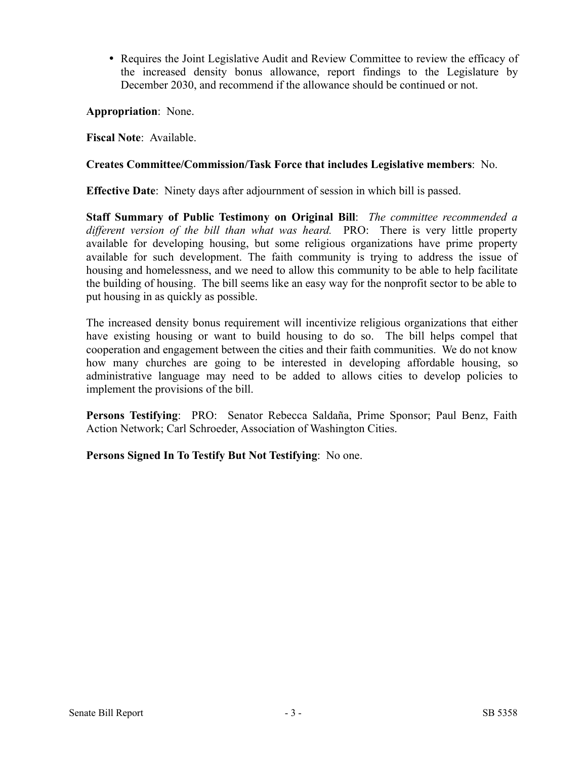- Requires the Joint Legislative Audit and Review Committee to review the efficacy of the increased density bonus allowance, report findings to the Legislature by December 2030, and recommend if the allowance should be continued or not.

**Appropriation**: None.

**Fiscal Note**: Available.

**Creates Committee/Commission/Task Force that includes Legislative members**: No.

**Effective Date**: Ninety days after adjournment of session in which bill is passed.

**Staff Summary of Public Testimony on Original Bill**: *The committee recommended a different version of the bill than what was heard.* PRO: There is very little property available for developing housing, but some religious organizations have prime property available for such development. The faith community is trying to address the issue of housing and homelessness, and we need to allow this community to be able to help facilitate the building of housing. The bill seems like an easy way for the nonprofit sector to be able to put housing in as quickly as possible.

The increased density bonus requirement will incentivize religious organizations that either have existing housing or want to build housing to do so. The bill helps compel that cooperation and engagement between the cities and their faith communities. We do not know how many churches are going to be interested in developing affordable housing, so administrative language may need to be added to allows cities to develop policies to implement the provisions of the bill.

**Persons Testifying**: PRO: Senator Rebecca Saldaña, Prime Sponsor; Paul Benz, Faith Action Network; Carl Schroeder, Association of Washington Cities.

**Persons Signed In To Testify But Not Testifying**: No one.